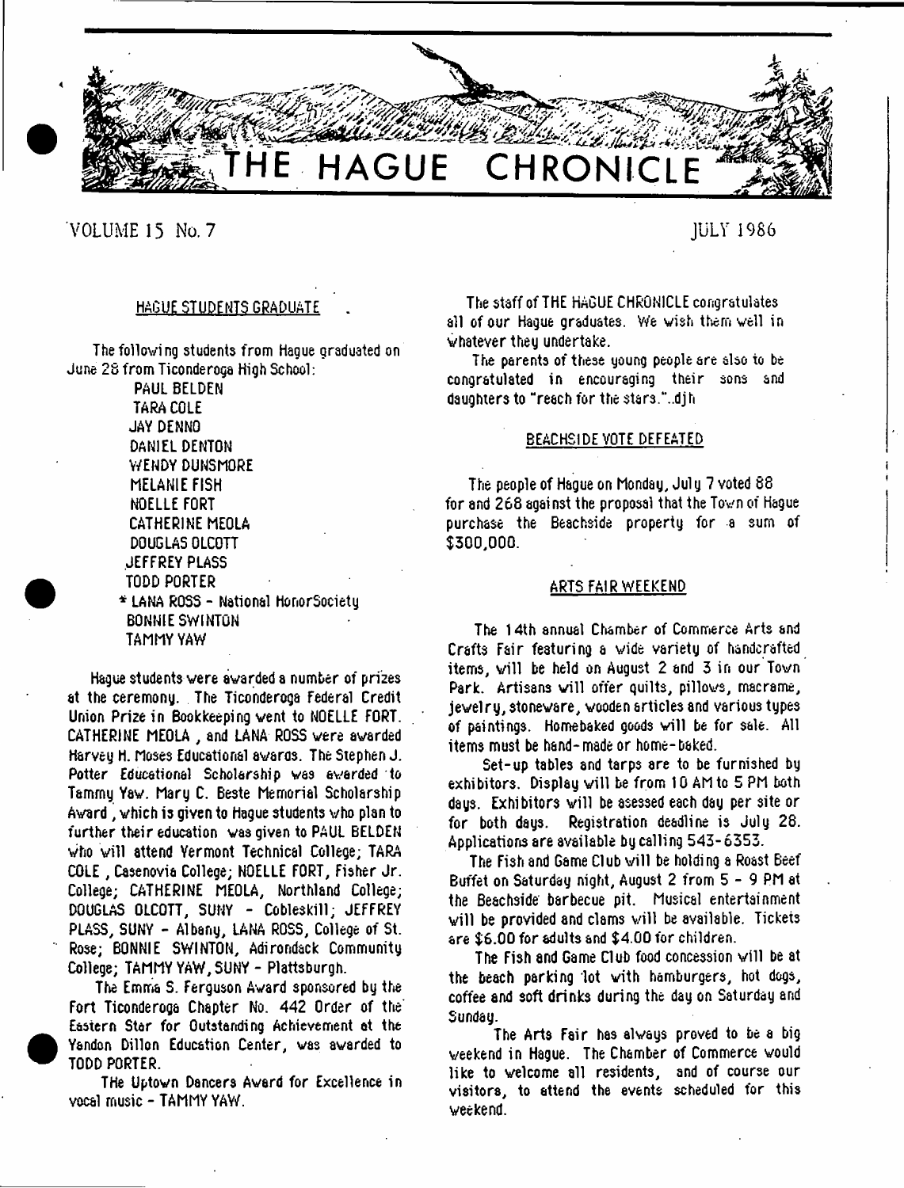# THE HAGUE CHRONICLE

VOLUME 15 No. 7 JULY 1986

## HAGUE STUDENTS GRADUATE

The following students from Hague graduated on June 28 from Ticonderoga High School:

PAUL BELDEN
TARA COLE
JAY DENNO
DANIEL DENTON
WENDY DUNSMORE
MELANIE FISH
NOELLE FORT
CATHERINE MEOLA
DOUGLAS OLCOTT
JEFFREY PLASS
TODD PORTER
* LANA ROSS - National HonorSociety
BONNIE SWINTON
TAMMY YAW

Hague students were awarded a number of prizes at the ceremony. The Ticonderoga Federal Credit Union Prize in Bookkeeping went to NOELLE FORT. CATHERINE MEOLA , and LANA ROSS were awarded Harvey H. Moses Educational awaros. The Stephen J. Potter Educational Scholarship was awarded to Tammy Yaw. Mary C. Beste Memorial Scholarship Award , which is given to Hague students who plan to further their education was given to PAUL BELDEN who will attend Vermont Technical College; TARA COLE , Casenovia College; NOELLE FORT, Fisher Jr. College; CATHERINE MEOLA, Northland College; DOUGLAS OLCOTT, SUNY - Cobleskill; JEFFREY PLASS, SUNY - Albany, LANA ROSS, College of St. Rose; BONNIE SWINTON, Adirondack Community College; TAMMY YAW, SUNY - Plattsburgh.

The Emma S. Ferguson Award sponsored by the Fort Ticonderoga Chapter No. 442 Order of the Eastern Star for Outstanding Achievement at the Yandon Dillon Education Center, was awarded to TODD PORTER.

THe Uptown Dancers Award for Excellence in vocal music - TAMMY YAW.

The staff of THE HAGUE CHRONICLE congratulates all of our Hague graduates. We wish them well in whatever they undertake.

The parents of these young people are also to be congratulated in encouraging their sons and daughters to "reach for the stars."..djh

## BEACHSIDE VOTE DEFEATED

The people of Hague on Monday, July 7 voted 88 for and 268 against the proposal that the Town of Hague purchase the Beachside property for a sum of $300,000.

## ARTS FAIR WEEKEND

The 14th annual Chamber of Commerce Arts and Crafts Fair featuring a wide variety of handcrafted items, will be held on August 2 and 3 in our Town Park. Artisans will offer quilts, pillows, macrame, jewelry, stoneware, wooden articles and various types of paintings. Homebaked goods will be for sale. All items must be hand-made or home-baked.

Set-up tables and tarps are to be furnished by exhibitors. Display will be from 10 AM to 5 PM both days. Exhibitors will be asessed each day per site or for both days. Registration deadline is July 28. Applications are available by calling 543-6353.

The Fish and Game Club will be holding a Roast Beef Buffet on Saturday night, August 2 from 5 - 9 PM at the Beachside barbecue pit. Musical entertainment will be provided and clams will be available. Tickets are $6.00 for adults and $4.00 for children.

The Fish and Game Club food concession will be at the beach parking lot with hamburgers, hot dogs, coffee and soft drinks during the day on Saturday and Sunday.

The Arts Fair has always proved to be a big weekend in Hague. The Chamber of Commerce would like to welcome all residents, and of course our visitors, to attend the events scheduled for this weekend.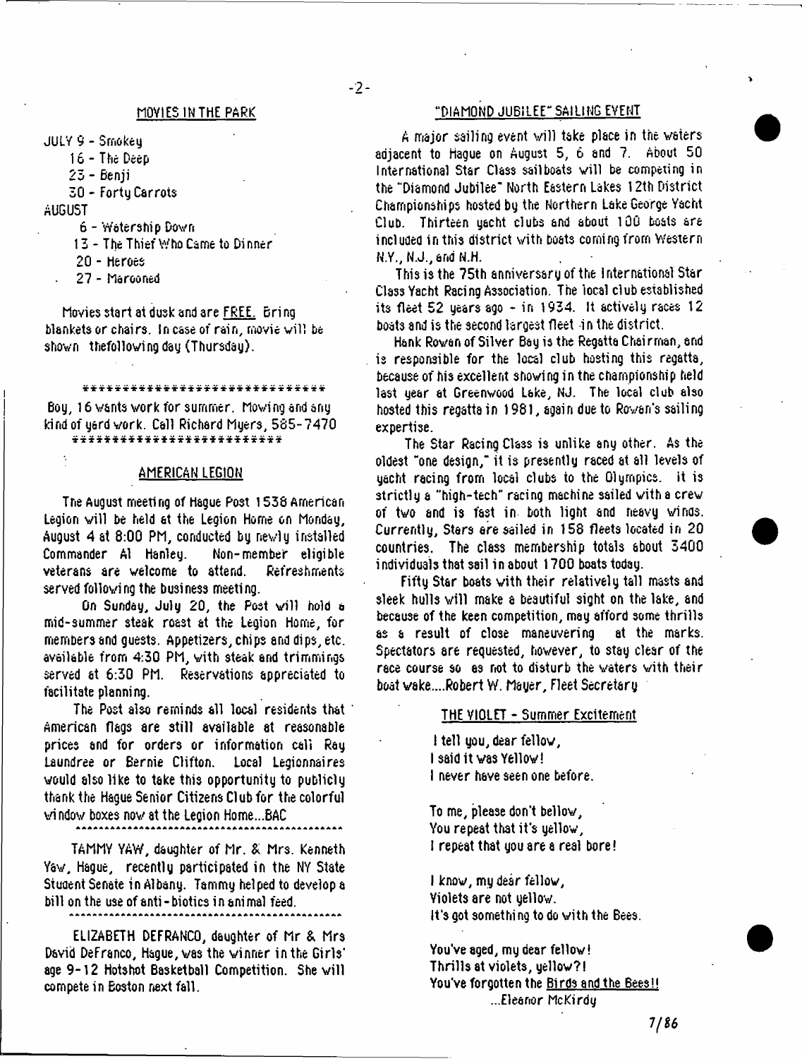## MOVIES IN THE PARK

JULY 9 - Smokey

16 - The Deep

23 - Benji

30 - Forty Carrots

AUGUST

6 - Watership Down

13 - The Thief Who Came to Dinner

20 - Heroes

27 - Marooned

Movies start at dusk and are FREE. Bring blankets or chairs. In case of rain, movie will be shown thefollowing day (Thursday).

******************************

Boy, 16 wants work for summer. Mowing and any kind of yard work. Call Richard Myers, 585-7470

*************************

## AMERICAN LEGION

The August meeting of Hague Post 1538 American Legion will be held at the Legion Home on Monday, August 4 at 8:00 PM, conducted by newly installed Commander Al Hanley. Non-member eligible veterans are welcome to attend. Refreshments served following the business meeting.

On Sunday, July 20, the Post will hold a mid-summer steak roast at the Legion Home, for members and guests. Appetizers, chips and dips, etc. available from 4:30 PM, with steak and trimmings served at 6:30 PM. Reservations appreciated to facilitate planning.

The Post also reminds all local residents that American flags are still available at reasonable prices and for orders or information call Ray Laundree or Bernie Clifton. Local Legionnaires would also like to take this opportunity to publicly thank the Hague Senior Citizens Club for the colorful window boxes now at the Legion Home...BAC

---

TAMMY YAW, daughter of Mr. & Mrs. Kenneth Yaw, Hague, recently participated in the NY State Student Senate in Albany. Tammy helped to develop a bill on the use of anti-biotics in animal feed.

---

ELIZABETH DEFRANCO, daughter of Mr & Mrs David DeFranco, Hague, was the winner in the Girls' age 9-12 Hotshot Basketball Competition. She will compete in Boston next fall.

## "DIAMOND JUBILEE" SAILING EVENT

A major sailing event will take place in the waters adjacent to Hague on August 5, 6 and 7. About 50 International Star Class sailboats will be competing in the "Diamond Jubilee" North Eastern Lakes 12th District Championships hosted by the Northern Lake George Yacht Club. Thirteen yacht clubs and about 100 boats are included in this district with boats coming from Western N.Y., N.J., and N.H.

This is the 75th anniversary of the International Star Class Yacht Racing Association. The local club established its fleet 52 years ago - in 1934. It actively races 12 boats and is the second largest fleet in the district.

Hank Rowan of Silver Bay is the Regatta Chairman, and is responsible for the local club hosting this regatta, because of his excellent showing in the championship held last year at Greenwood Lake, NJ. The local club also hosted this regatta in 1981, again due to Rowan's sailing expertise.

The Star Racing Class is unlike any other. As the oldest "one design," it is presently raced at all levels of yacht racing from local clubs to the Olympics. It is strictly a "high-tech" racing machine sailed with a crew of two and is fast in both light and heavy winds. Currently, Stars are sailed in 158 fleets located in 20 countries. The class membership totals about 3400 individuals that sail in about 1700 boats today.

Fifty Star boats with their relatively tall masts and sleek hulls will make a beautiful sight on the lake, and because of the keen competition, may afford some thrills as a result of close maneuvering at the marks. Spectators are requested, however, to stay clear of the race course so as not to disturb the waters with their boat wake....Robert W. Mayer, Fleet Secretary

### THE VIOLET - Summer Excitement

I tell you, dear fellow,
I said it was Yellow!
I never have seen one before.

To me, please don't bellow,
You repeat that it's yellow,
I repeat that you are a real bore!

I know, my dear fellow,
Violets are not yellow.
It's got something to do with the Bees.

You've aged, my dear fellow!
Thrills at violets, yellow?!
You've forgotten the Birds and the Bees!!

...Eleanor McKirdy

7/86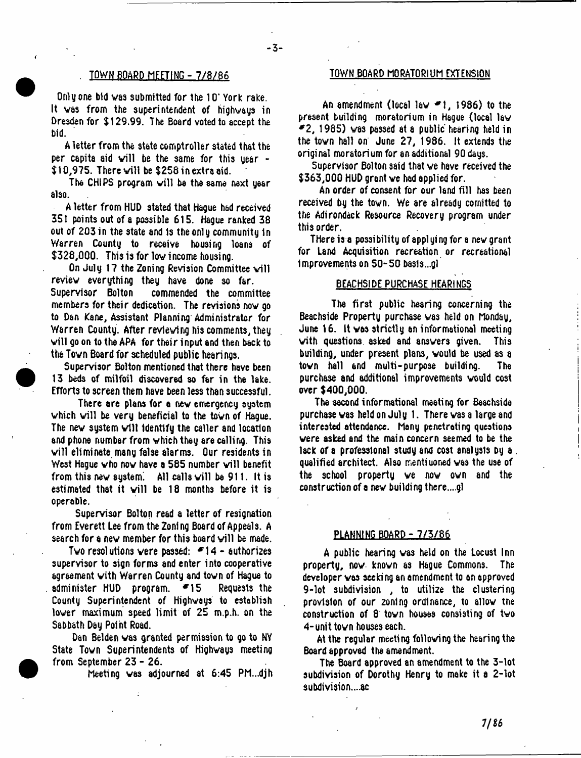## TOWN BOARD MEETING - 7/8/86

Only one bid was submitted for the 10' York rake. It was from the superintendent of highways in Dresden for $129.99. The Board voted to accept the bid.

A letter from the state comptroller stated that the per capita aid will be the same for this year - $10,975. There will be $258 in extra aid.

The CHIPS program will be the same next year also.

A letter from HUD stated that Hague had received 351 points out of a possible 615. Hague ranked 38 out of 203 in the state and is the only community in Warren County to receive housing loans of $328,000. This is for low income housing.

On July 17 the Zoning Revision Committee will review everything they have done so far. Supervisor Bolton commended the committee members for their dedication. The revisions now go to Dan Kane, Assistant Planning Administrator for Warren County. After reviewing his comments, they will go on to the APA for their input and then back to the Town Board for scheduled public hearings.

Supervisor Bolton mentioned that there have been 13 beds of milfoil discovered so far in the lake. Efforts to screen them have been less than successful.

There are plans for a new emergency system which will be very beneficial to the town of Hague. The new system will identify the caller and location and phone number from which they are calling. This will eliminate many false alarms. Our residents in West Hague who now have a 585 number will benefit from this new system. All calls will be 911. It is estimated that it will be 18 months before it is operable.

Supervisor Bolton read a letter of resignation from Everett Lee from the Zoning Board of Appeals. A search for a new member for this board will be made.

Two resolutions were passed: #14 - authorizes supervisor to sign forms and enter into cooperative agreement with Warren County and town of Hague to administer HUD program. #15 Requests the County Superintendent of Highways to establish lower maximum speed limit of 25 m.p.h. on the Sabbath Day Point Road.

Dan Belden was granted permission to go to NY State Town Superintendents of Highways meeting from September 23 - 26.

Meeting was adjourned at 6:45 PM...djh

## TOWN BOARD MORATORIUM EXTENSION

An amendment (local law #1, 1986) to the present building moratorium in Hague (local law #2, 1985) was passed at a public hearing held in the town hall on June 27, 1986. It extends the original moratorium for an additional 90 days.

Supervisor Bolton said that we have received the $363,000 HUD grant we had applied for.

An order of consent for our land fill has been received by the town. We are already comitted to the Adirondack Resource Recovery program under this order.

THere is a possibility of applying for a new grant for Land Acquisition recreation or recreational improvements on 50-50 basis...gl

## BEACHSIDE PURCHASE HEARINGS

The first public hearing concerning the Beachside Property purchase was held on Monday, June 16. It was strictly an informational meeting with questions asked and answers given. This building, under present plans, would be used as a town hall and multi-purpose building. The purchase and additional improvements would cost over $400,000.

The second informational meeting for Beachside purchase was held on July 1. There was a large and interested attendance. Many penetrating questions were asked and the main concern seemed to be the lack of a professional study and cost analysis by a qualified architect. Also mentiuoned was the use of the school property we now own and the construction of a new building there....gl

## PLANNING BOARD - 7/3/86

A public hearing was held on the Locust Inn property, now known as Hague Commons. The developer was seeking an amendment to an approved 9-lot subdivision , to utilize the clustering provision of our zoning ordinance, to allow the construction of 8 town houses consisting of two 4-unit town houses each.

At the regular meeting following the hearing the Board approved the amendment.

The Board approved an amendment to the 3-lot subdivision of Dorothy Henry to make it a 2-lot subdivision....ac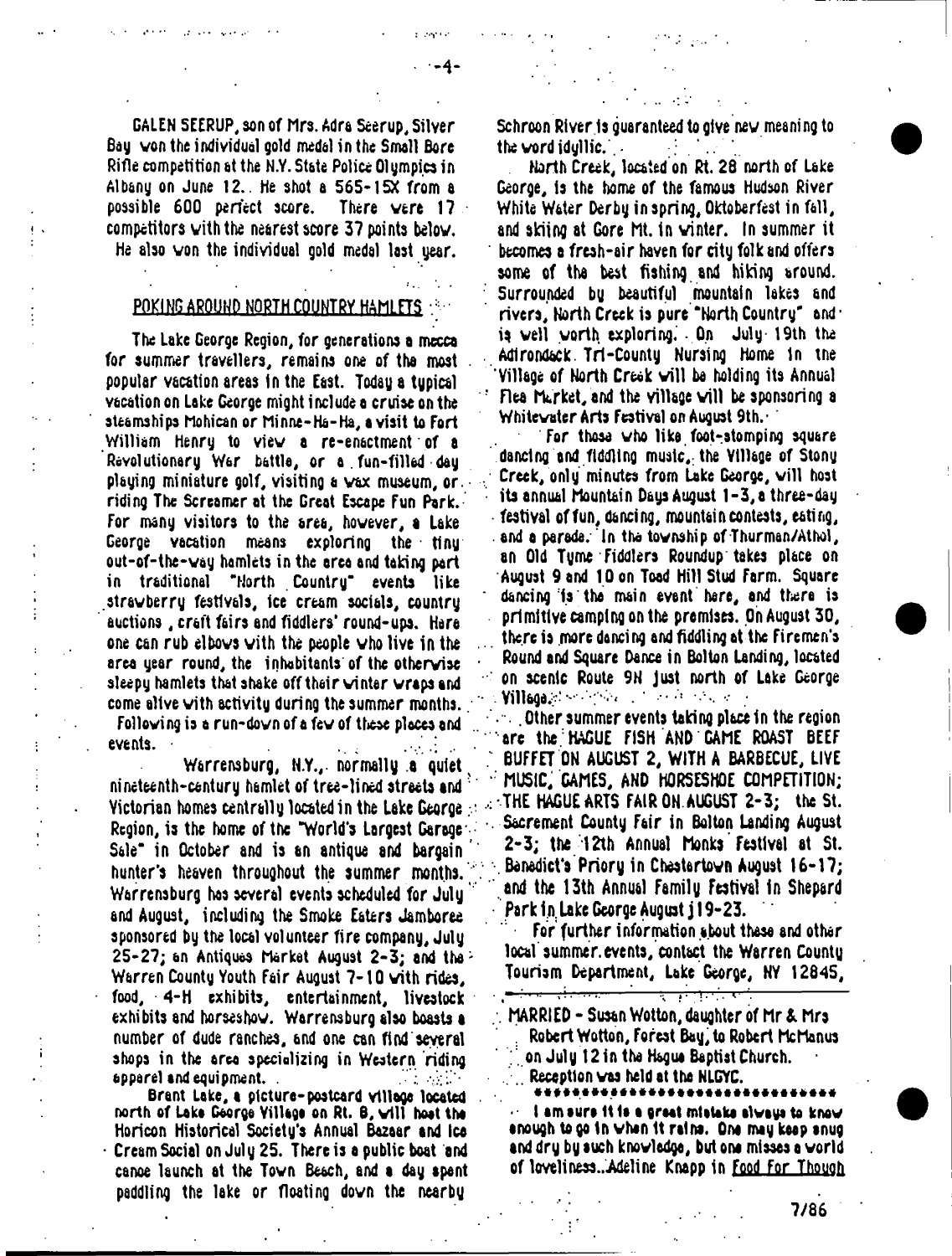GALEN SEERUP, son of Mrs. Adra Seerup, Silver Bay won the individual gold medal in the Small Bore Rifle competition at the N.Y. State Police Olympics in Albany on June 12. He shot a 565-15X from a possible 600 perfect score. There were 17 competitors with the nearest score 37 points below. He also won the individual gold medal last year.

## POKING AROUND NORTH COUNTRY HAMLETS

The Lake George Region, for generations a mecca for summer travellers, remains one of the most popular vacation areas in the East. Today a typical vacation on Lake George might include a cruise on the steamships Mohican or Minne-Ha-Ha, a visit to Fort William Henry to view a re-enactment of a Revolutionary War battle, or a fun-filled day playing miniature golf, visiting a wax museum, or riding The Screamer at the Great Escape Fun Park. For many visitors to the area, however, a Lake George vacation means exploring the tiny out-of-the-way hamlets in the area and taking part in traditional "North Country" events like strawberry festivals, ice cream socials, country auctions, craft fairs and fiddlers' round-ups. Here one can rub elbows with the people who live in the area year round, the inhabitants of the otherwise sleepy hamlets that shake off their winter wraps and come alive with activity during the summer months.

Following is a run-down of a few of these places and events.

Warrensburg, N.Y., normally a quiet nineteenth-century hamlet of tree-lined streets and Victorian homes centrally located in the Lake George Region, is the home of the "World's Largest Garage Sale" in October and is an antique and bargain hunter's heaven throughout the summer months. Warrensburg has several events scheduled for July and August, including the Smoke Eaters Jamboree sponsored by the local volunteer fire company, July 25-27; an Antiques Market August 2-3; and the Warren County Youth Fair August 7-10 with rides, food, 4-H exhibits, entertainment, livestock exhibits and horseshow. Warrensburg also boasts a number of dude ranches, and one can find several shops in the area specializing in Western riding apparel and equipment.

Brant Lake, a picture-postcard village located north of Lake George Village on Rt. 8, will host the Horicon Historical Society's Annual Bazaar and Ice Cream Social on July 25. There is a public boat and canoe launch at the Town Beach, and a day spent paddling the lake or floating down the nearby Schroon River is guaranteed to give new meaning to the word idyllic.

North Creek, located on Rt. 28 north of Lake George, is the home of the famous Hudson River White Water Derby in spring, Oktoberfest in fall, and skiing at Gore Mt. in winter. In summer it becomes a fresh-air haven for city folk and offers some of the best fishing and hiking around. Surrounded by beautiful mountain lakes and rivers, North Creek is pure "North Country" and is well worth exploring. On July 19th the Adirondack Tri-County Nursing Home in the Village of North Creek will be holding its Annual Flea Market, and the village will be sponsoring a Whitewater Arts Festival on August 9th.

For those who like foot-stomping square dancing and fiddling music, the Village of Stony Creek, only minutes from Lake George, will host its annual Mountain Days August 1-3, a three-day festival of fun, dancing, mountain contests, eating, and a parade. In the township of Thurman/Athol, an Old Tyme Fiddlers Roundup takes place on August 9 and 10 on Toad Hill Stud Farm. Square dancing is the main event here, and there is primitive camping on the premises. On August 30, there is more dancing and fiddling at the Firemen's Round and Square Dance in Bolton Landing, located on scenic Route 9N just north of Lake George Village.

Other summer events taking place in the region are the HAGUE FISH AND GAME ROAST BEEF BUFFET ON AUGUST 2, WITH A BARBECUE, LIVE MUSIC, GAMES, AND HORSESHOE COMPETITION; THE HAGUE ARTS FAIR ON AUGUST 2-3; the St. Sacrement County Fair in Bolton Landing August 2-3; the 12th Annual Monks Festival at St. Benedict's Priory in Chestertown August 16-17; and the 13th Annual Family Festival in Shepard Park in Lake George August 19-23.

For further information about these and other local summer events, contact the Warren County Tourism Department, Lake George, NY 12845.

---

MARRIED - Susan Wotton, daughter of Mr & Mrs Robert Wotton, Forest Bay, to Robert McManus on July 12 in the Hague Baptist Church. Reception was held at the NLGYC.

*******************************

I am sure it is a great mistake always to know enough to go in when it rains. One may keep snug and dry by such knowledge, but one misses a world of loveliness...Adeline Knapp in Food For Though

7/86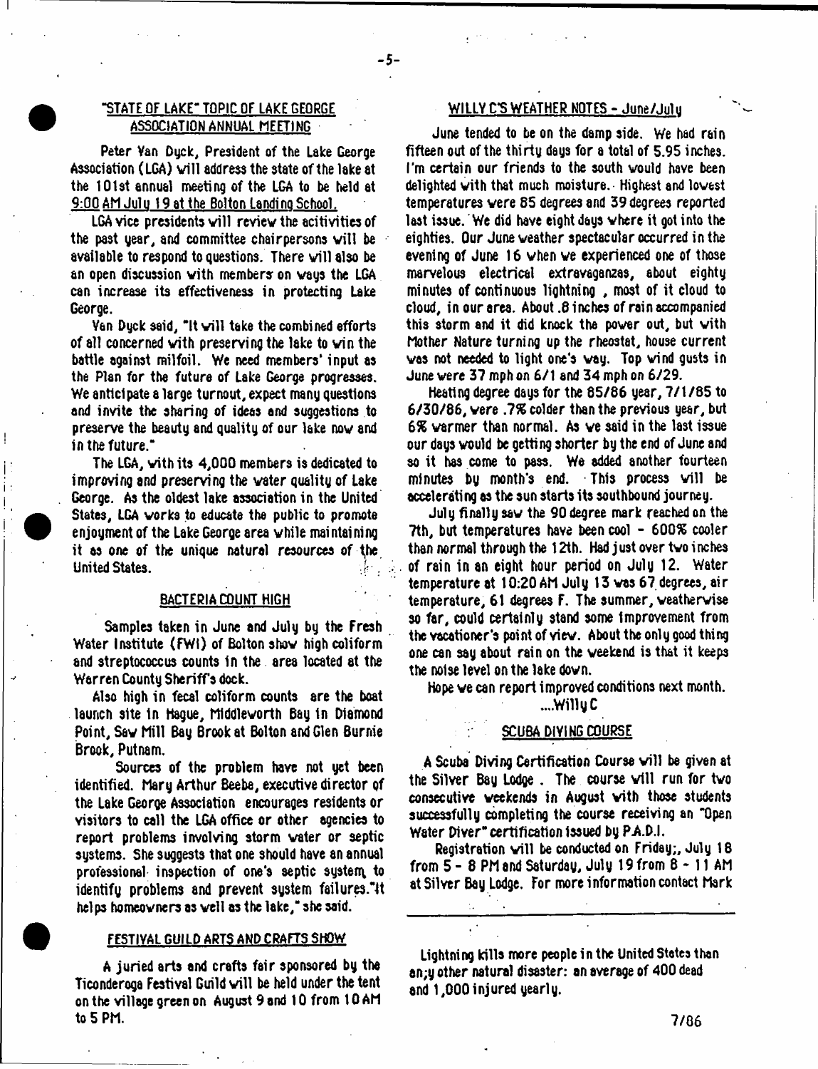## "STATE OF LAKE" TOPIC OF LAKE GEORGE ASSOCIATION ANNUAL MEETING

Peter Van Dyck, President of the Lake George Association (LGA) will address the state of the lake at the 101st annual meeting of the LGA to be held at 9:00 AM July 19 at the Bolton Landing School.

LGA vice presidents will review the acitivities of the past year, and committee chairpersons will be available to respond to questions. There will also be an open discussion with members on ways the LGA can increase its effectiveness in protecting Lake George.

Van Dyck said, "It will take the combined efforts of all concerned with preserving the lake to win the battle against milfoil. We need members' input as the Plan for the future of Lake George progresses. We anticipate a large turnout, expect many questions and invite the sharing of ideas and suggestions to preserve the beauty and quality of our lake now and in the future."

The LGA, with its 4,000 members is dedicated to improving and preserving the water quality of Lake George. As the oldest lake association in the United States, LGA works to educate the public to promote enjoyment of the Lake George area while maintaining it as one of the unique natural resources of the United States.

## BACTERIA COUNT HIGH

Samples taken in June and July by the Fresh Water Institute (FWI) of Bolton show high coliform and streptococcus counts in the area located at the Warren County Sheriff's dock.

Also high in fecal coliform counts are the boat launch site in Hague, Middleworth Bay in Diamond Point, Saw Mill Bay Brook at Bolton and Glen Burnie Brook, Putnam.

Sources of the problem have not yet been identified. Mary Arthur Beebe, executive director of the Lake George Association encourages residents or visitors to call the LGA office or other agencies to report problems involving storm water or septic systems. She suggests that one should have an annual professional inspection of one's septic system to identify problems and prevent system failures."It helps homeowners as well as the lake," she said.

## FESTIVAL GUILD ARTS AND CRAFTS SHOW

A juried arts and crafts fair sponsored by the Ticonderoga Festival Guild will be held under the tent on the village green on August 9 and 10 from 10 AM to 5 PM.

## WILLY C'S WEATHER NOTES - June/July

June tended to be on the damp side. We had rain fifteen out of the thirty days for a total of 5.95 inches. I'm certain our friends to the south would have been delighted with that much moisture. Highest and lowest temperatures were 85 degrees and 39 degrees reported last issue. We did have eight days where it got into the eighties. Our June weather spectacular occurred in the evening of June 16 when we experienced one of those marvelous electrical extravaganzas, about eighty minutes of continuous lightning , most of it cloud to cloud, in our area. About .8 inches of rain accompanied this storm and it did knock the power out, but with Mother Nature turning up the rheostat, house current was not needed to light one's way. Top wind gusts in June were 37 mph on 6/1 and 34 mph on 6/29.

Heating degree days for the 85/86 year, 7/1/85 to 6/30/86, were .7% colder than the previous year, but 6% warmer than normal. As we said in the last issue our days would be getting shorter by the end of June and so it has come to pass. We added another fourteen minutes by month's end. This process will be accelerating as the sun starts its southbound journey.

July finally saw the 90 degree mark reached on the 7th, but temperatures have been cool - 600% cooler than normal through the 12th. Had just over two inches of rain in an eight hour period on July 12. Water temperature at 10:20 AM July 13 was 67 degrees, air temperature, 61 degrees F. The summer, weatherwise so far, could certainly stand some improvement from the vacationer's point of view. About the only good thing one can say about rain on the weekend is that it keeps the noise level on the lake down.

Hope we can report improved conditions next month.

....Willy C

## SCUBA DIVING COURSE

A Scuba Diving Certification Course will be given at the Silver Bay Lodge . The course will run for two consecutive weekends in August with those students successfully completing the course receiving an "Open Water Diver" certification issued by P.A.D.I.

Registration will be conducted on Friday;, July 18 from 5 - 8 PM and Saturday, July 19 from 8 - 11 AM at Silver Bay Lodge. For more information contact Mark

---

Lightning kills more people in the United States than an;y other natural disaster: an average of 400 dead and 1,000 injured yearly.

7/86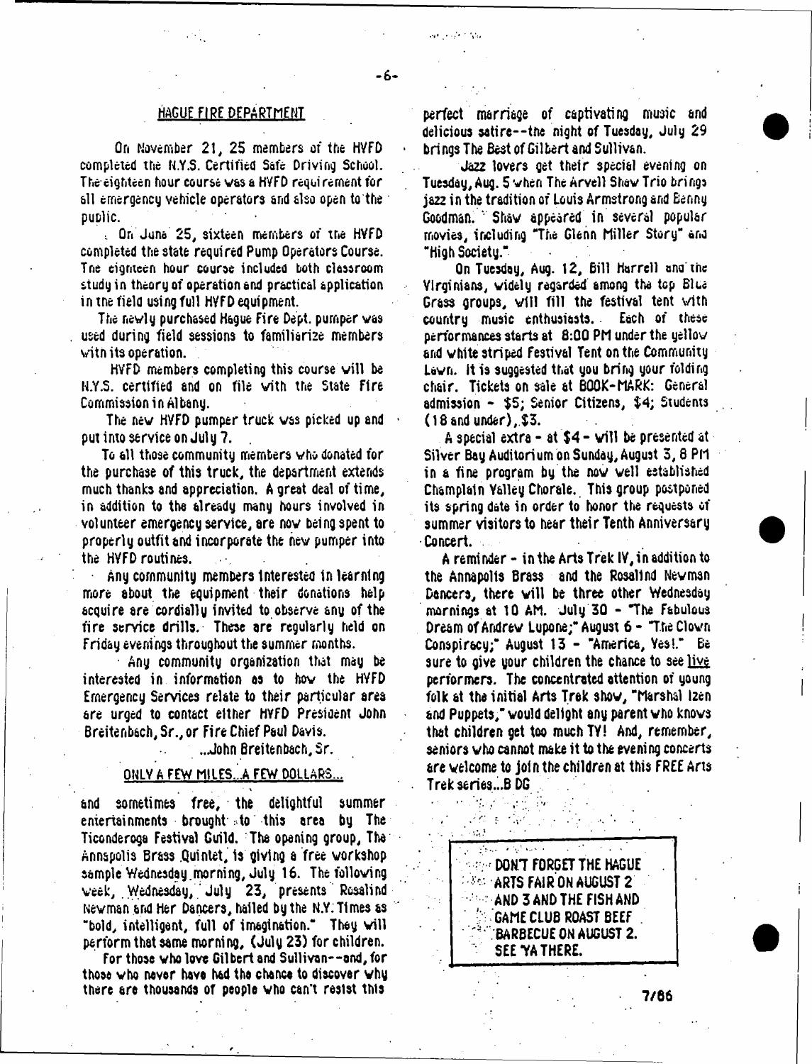## HAGUE FIRE DEPARTMENT

On November 21, 25 members of the HVFD completed the N.Y.S. Certified Safe Driving School. The eighteen hour course was a HVFD requirement for all emergency vehicle operators and also open to the public.

On June 25, sixteen members of the HVFD completed the state required Pump Operators Course. The eighteen hour course included both classroom study in theory of operation and practical application in the field using full HVFD equipment.

The newly purchased Hague Fire Dept. pumper was used during field sessions to familiarize members with its operation.

HVFD members completing this course will be N.Y.S. certified and on file with the State Fire Commission in Albany.

The new HVFD pumper truck was picked up and put into service on July 7.

To all those community members who donated for the purchase of this truck, the department extends much thanks and appreciation. A great deal of time, in addition to the already many hours involved in volunteer emergency service, are now being spent to properly outfit and incorporate the new pumper into the HVFD routines.

Any community members interested in learning more about the equipment their donations help acquire are cordially invited to observe any of the fire service drills. These are regularly held on Friday evenings throughout the summer months.

Any community organization that may be interested in information as to how the HVFD Emergency Services relate to their particular area are urged to contact either HVFD President John Breitenbach, Sr., or Fire Chief Paul Davis.

...John Breitenbach, Sr.

## ONLY A FEW MILES...A FEW DOLLARS...

and sometimes free, the delightful summer entertainments brought to this area by The Ticonderoga Festival Guild. The opening group, The Annapolis Brass Quintet, is giving a free workshop sample Wednesday morning, July 16. The following week, Wednesday, July 23, presents Rosalind Newman and Her Dancers, hailed by the N.Y. Times as "bold, intelligent, full of imagination." They will perform that same morning, (July 23) for children.

For those who love Gilbert and Sullivan--and, for those who never have had the chance to discover why there are thousands of people who can't resist this perfect marriage of captivating music and delicious satire--the night of Tuesday, July 29 brings The Best of Gilbert and Sullivan.

Jazz lovers get their special evening on Tuesday, Aug. 5 when The Arvell Shaw Trio brings jazz in the tradition of Louis Armstrong and Benny Goodman. Shaw appeared in several popular movies, including "The Glenn Miller Story" and "High Society."

On Tuesday, Aug. 12, Bill Harrell and the Virginians, widely regarded among the top Blue Grass groups, will fill the festival tent with country music enthusiasts. Each of these performances starts at 8:00 PM under the yellow and white striped Festival Tent on the Community Lawn. It is suggested that you bring your folding chair. Tickets on sale at BOOK-MARK: General admission - $5; Senior Citizens, $4; Students (18 and under), $3.

A special extra - at $4 - will be presented at Silver Bay Auditorium on Sunday, August 3, 8 PM in a fine program by the now well established Champlain Valley Chorale. This group postponed its spring date in order to honor the requests of summer visitors to hear their Tenth Anniversary Concert.

A reminder - in the Arts Trek IV, in addition to the Annapolis Brass and the Rosalind Newman Dancers, there will be three other Wednesday mornings at 10 AM. July 30 - "The Fabulous Dream of Andrew Lupone;" August 6 - "The Clown Conspiracy;" August 13 - "America, Yes!." Be sure to give your children the chance to see live performers. The concentrated attention of young folk at the initial Arts Trek show, "Marshal Izen and Puppets," would delight any parent who knows that children get too much TV! And, remember, seniors who cannot make it to the evening concerts are welcome to join the children at this FREE Arts Trek series...B DG

**DON'T FORGET THE HAGUE ARTS FAIR ON AUGUST 2 AND 3 AND THE FISH AND GAME CLUB ROAST BEEF BARBECUE ON AUGUST 2. SEE 'YA THERE.**

7/86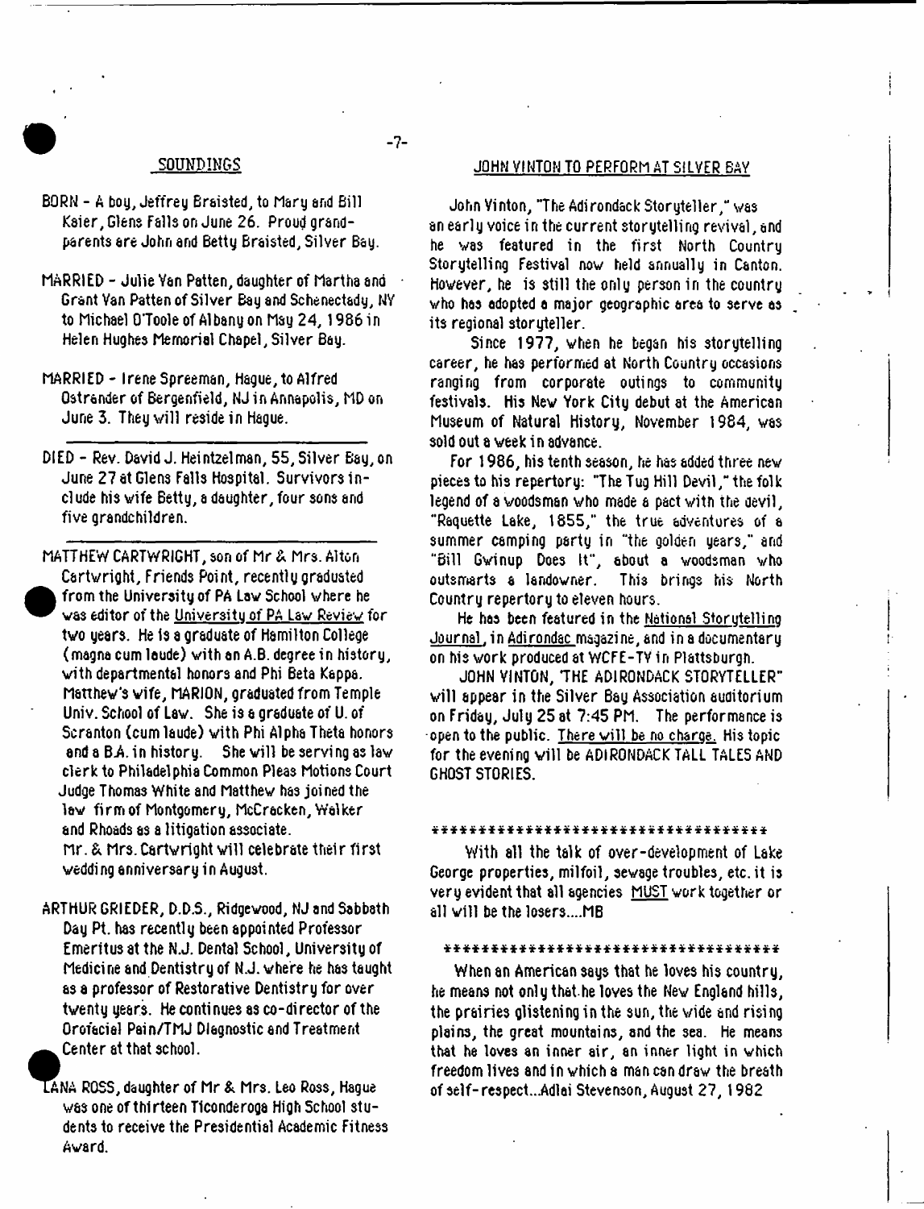## SOUNDINGS

BORN - A boy, Jeffrey Braisted, to Mary and Bill Kaier, Glens Falls on June 26. Proud grandparents are John and Betty Braisted, Silver Bay.

MARRIED - Julie Van Patten, daughter of Martha and Grant Van Patten of Silver Bay and Schenectady, NY to Michael O'Toole of Albany on May 24, 1986 in Helen Hughes Memorial Chapel, Silver Bay.

MARRIED - Irene Spreeman, Hague, to Alfred Ostrander of Bergenfield, NJ in Annapolis, MD on June 3. They will reside in Hague.

---

DIED - Rev. David J. Heintzelman, 55, Silver Bay, on June 27 at Glens Falls Hospital. Survivors include his wife Betty, a daughter, four sons and five grandchildren.

---

MATTHEW CARTWRIGHT, son of Mr & Mrs. Alton Cartwright, Friends Point, recently graduated from the University of PA Law School where he was editor of the University of PA Law Review for two years. He is a graduate of Hamilton College (magna cum laude) with an A.B. degree in history, with departmental honors and Phi Beta Kappa. Matthew's wife, MARION, graduated from Temple Univ. School of Law. She is a graduate of U. of Scranton (cum laude) with Phi Alpha Theta honors and a B.A. in history. She will be serving as law clerk to Philadelphia Common Pleas Motions Court Judge Thomas White and Matthew has joined the law firm of Montgomery, McCracken, Walker and Rhoads as a litigation associate.
Mr. & Mrs. Cartwright will celebrate their first wedding anniversary in August.

ARTHUR GRIEDER, D.D.S., Ridgewood, NJ and Sabbath Day Pt. has recently been appointed Professor Emeritus at the N.J. Dental School, University of Medicine and Dentistry of N.J. where he has taught as a professor of Restorative Dentistry for over twenty years. He continues as co-director of the Orofacial Pain/TMJ Diagnostic and Treatment Center at that school.

LANA ROSS, daughter of Mr & Mrs. Leo Ross, Hague was one of thirteen Ticonderoga High School students to receive the Presidential Academic Fitness Award.

## JOHN VINTON TO PERFORM AT SILVER BAY

John Vinton, "The Adirondack Storyteller," was an early voice in the current storytelling revival, and he was featured in the first North Country Storytelling Festival now held annually in Canton. However, he is still the only person in the country who has adopted a major geographic area to serve as its regional storyteller.

Since 1977, when he began his storytelling career, he has performed at North Country occasions ranging from corporate outings to community festivals. His New York City debut at the American Museum of Natural History, November 1984, was sold out a week in advance.

For 1986, his tenth season, he has added three new pieces to his repertory: "The Tug Hill Devil," the folk legend of a woodsman who made a pact with the devil, "Raquette Lake, 1855," the true adventures of a summer camping party in "the golden years," and "Bill Gwinup Does It", about a woodsman who outsmarts a landowner. This brings his North Country repertory to eleven hours.

He has been featured in the National Storytelling Journal, in Adirondac magazine, and in a documentary on his work produced at WCFE-TV in Plattsburgh.

JOHN VINTON, "THE ADIRONDACK STORYTELLER" will appear in the Silver Bay Association auditorium on Friday, July 25 at 7:45 PM. The performance is open to the public. There will be no charge. His topic for the evening will be ADIRONDACK TALL TALES AND GHOST STORIES.

************************************

With all the talk of over-development of Lake George properties, milfoil, sewage troubles, etc. it is very evident that all agencies MUST work together or all will be the losers....MB

************************************

When an American says that he loves his country, he means not only that he loves the New England hills, the prairies glistening in the sun, the wide and rising plains, the great mountains, and the sea. He means that he loves an inner air, an inner light in which freedom lives and in which a man can draw the breath of self-respect...Adlai Stevenson, August 27, 1982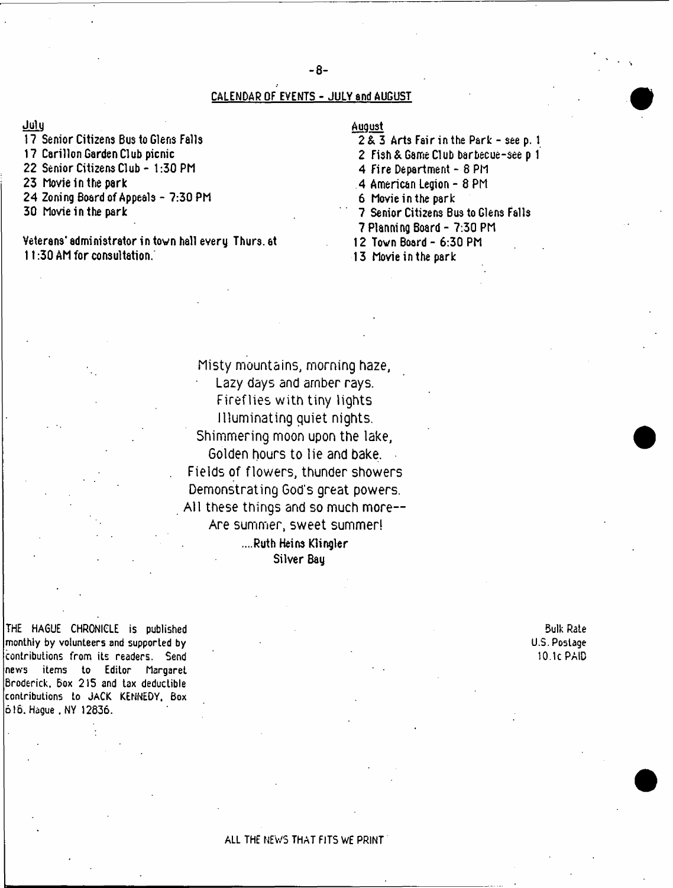## CALENDAR OF EVENTS - JULY and AUGUST

**July**

17 Senior Citizens Bus to Glens Falls
17 Carillon Garden Club picnic
22 Senior Citizens Club - 1:30 PM
23 Movie in the park
24 Zoning Board of Appeals - 7:30 PM
30 Movie in the park

Veterans' administrator in town hall every Thurs. at 11:30 AM for consultation.

**August**

2 & 3 Arts Fair in the Park - see p. 1
2 Fish & Game Club barbecue-see p 1
4 Fire Department - 8 PM
4 American Legion - 8 PM
6 Movie in the park
7 Senior Citizens Bus to Glens Falls
7 Planning Board - 7:30 PM
12 Town Board - 6:30 PM
13 Movie in the park

Misty mountains, morning haze,
Lazy days and amber rays.
Fireflies with tiny lights
Illuminating quiet nights.
Shimmering moon upon the lake,
Golden hours to lie and bake.
Fields of flowers, thunder showers
Demonstrating God's great powers.
All these things and so much more--
Are summer, sweet summer!

....**Ruth Heins Klingler**
**Silver Bay**

THE HAGUE CHRONICLE is published monthly by volunteers and supported by contributions from its readers. Send news items to Editor Margaret Broderick, Box 215 and tax deductible contributions to JACK KENNEDY, Box 616, Hague, NY 12836.

Bulk Rate
U.S. Postage
10.1c PAID

ALL THE NEWS THAT FITS WE PRINT